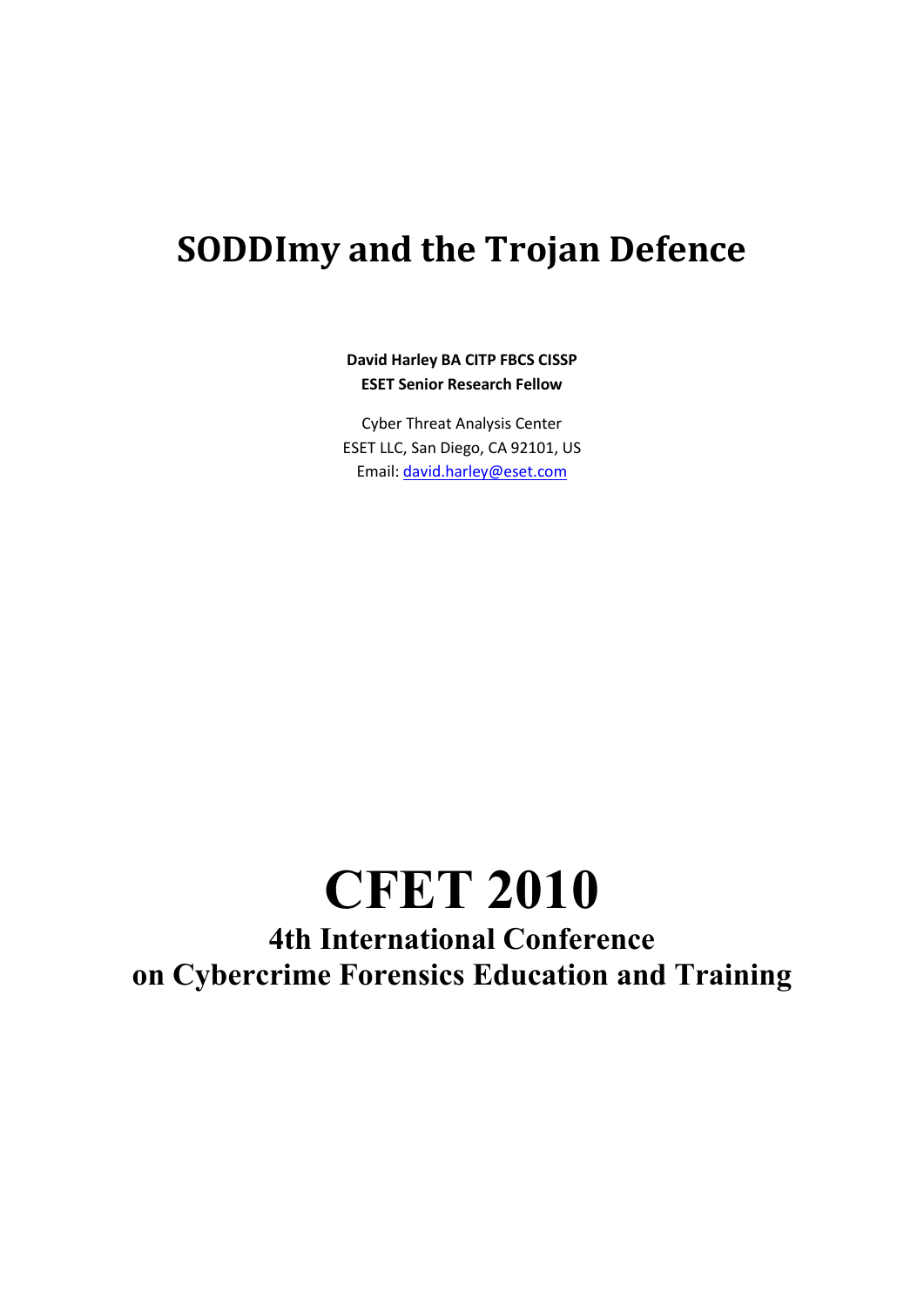# SODDImy and the Trojan Defence

**David Harley BA CITP FBCS CISSP**
**ESET Senior Research Fellow**

Cyber Threat Analysis Center
ESET LLC, San Diego, CA 92101, US
Email: david.harley@eset.com

# CFET 2010

## 4th International Conference on Cybercrime Forensics Education and Training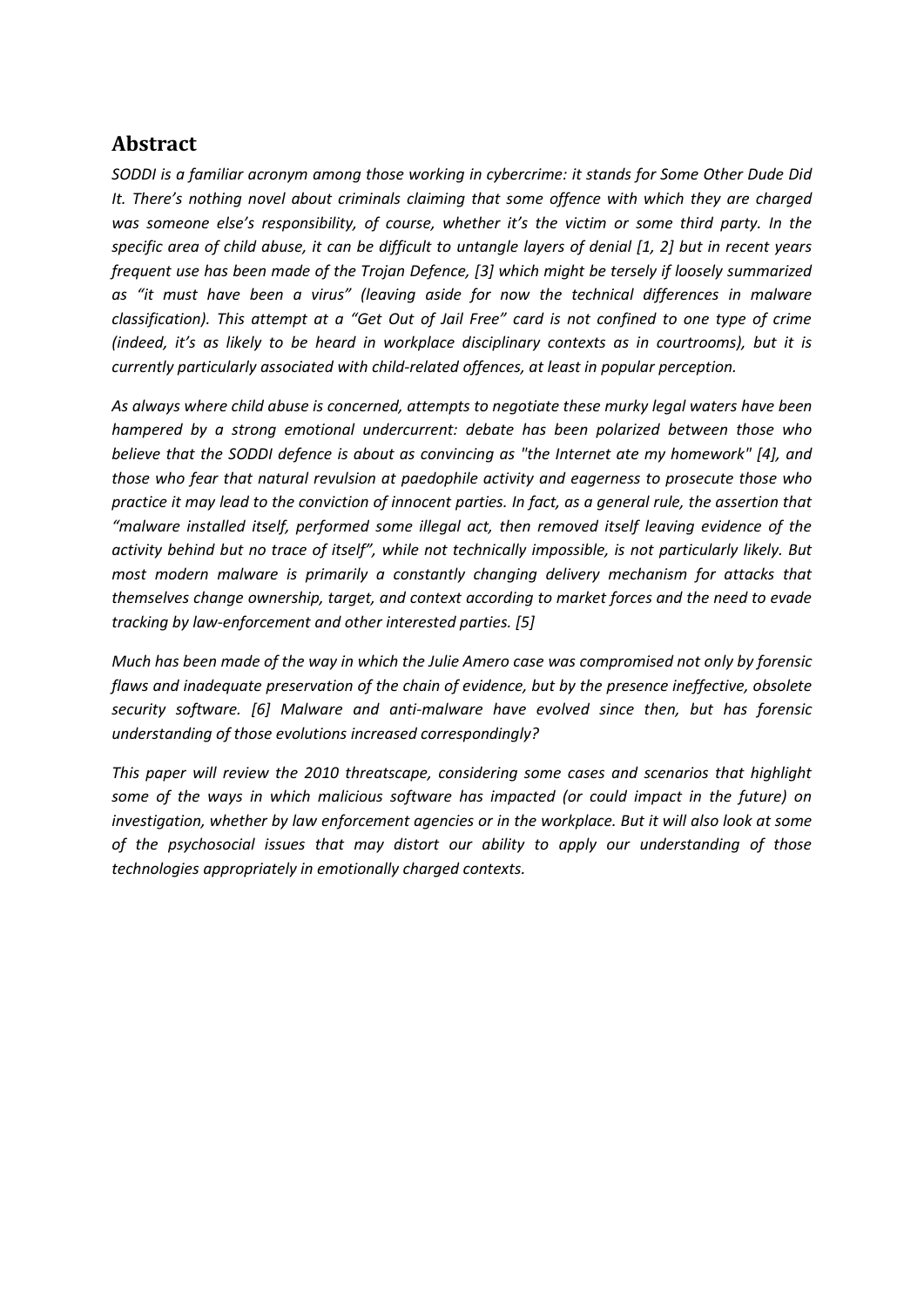## Abstract

*SODDI is a familiar acronym among those working in cybercrime: it stands for Some Other Dude Did It. There's nothing novel about criminals claiming that some offence with which they are charged was someone else's responsibility, of course, whether it's the victim or some third party. In the specific area of child abuse, it can be difficult to untangle layers of denial [1, 2] but in recent years frequent use has been made of the Trojan Defence, [3] which might be tersely if loosely summarized as "it must have been a virus" (leaving aside for now the technical differences in malware classification). This attempt at a "Get Out of Jail Free" card is not confined to one type of crime (indeed, it's as likely to be heard in workplace disciplinary contexts as in courtrooms), but it is currently particularly associated with child-related offences, at least in popular perception.*

*As always where child abuse is concerned, attempts to negotiate these murky legal waters have been hampered by a strong emotional undercurrent: debate has been polarized between those who believe that the SODDI defence is about as convincing as "the Internet ate my homework" [4], and those who fear that natural revulsion at paedophile activity and eagerness to prosecute those who practice it may lead to the conviction of innocent parties. In fact, as a general rule, the assertion that "malware installed itself, performed some illegal act, then removed itself leaving evidence of the activity behind but no trace of itself", while not technically impossible, is not particularly likely. But most modern malware is primarily a constantly changing delivery mechanism for attacks that themselves change ownership, target, and context according to market forces and the need to evade tracking by law-enforcement and other interested parties. [5]*

*Much has been made of the way in which the Julie Amero case was compromised not only by forensic flaws and inadequate preservation of the chain of evidence, but by the presence ineffective, obsolete security software. [6] Malware and anti-malware have evolved since then, but has forensic understanding of those evolutions increased correspondingly?*

*This paper will review the 2010 threatscape, considering some cases and scenarios that highlight some of the ways in which malicious software has impacted (or could impact in the future) on investigation, whether by law enforcement agencies or in the workplace. But it will also look at some of the psychosocial issues that may distort our ability to apply our understanding of those technologies appropriately in emotionally charged contexts.*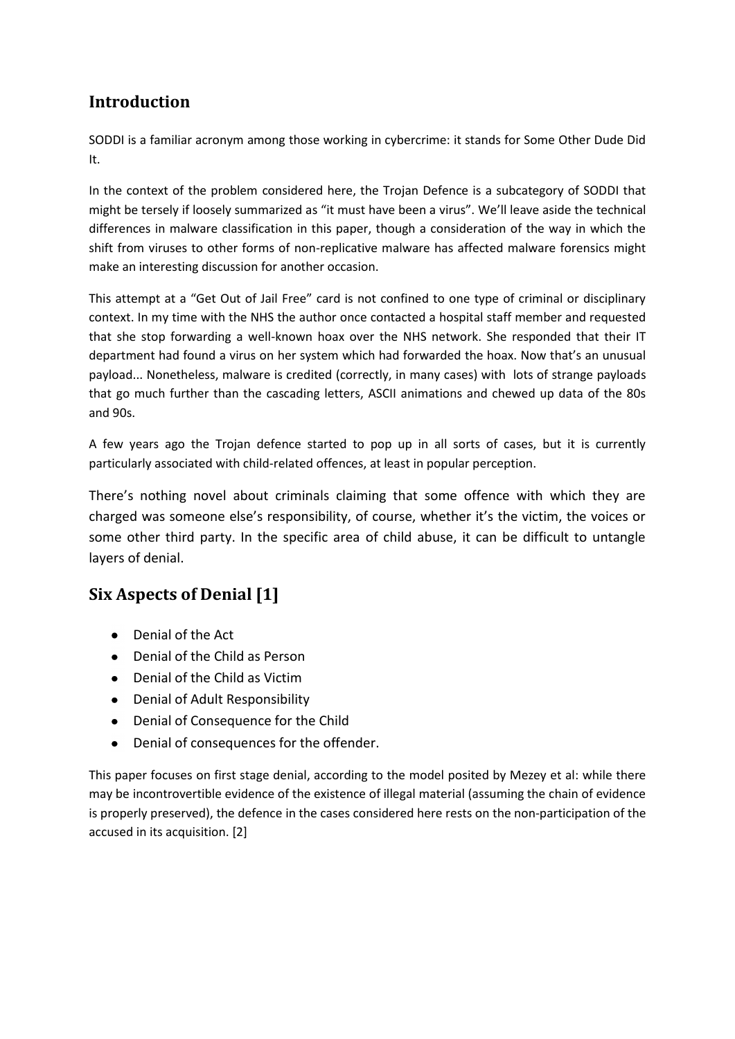## Introduction

SODDI is a familiar acronym among those working in cybercrime: it stands for Some Other Dude Did It.

In the context of the problem considered here, the Trojan Defence is a subcategory of SODDI that might be tersely if loosely summarized as "it must have been a virus". We'll leave aside the technical differences in malware classification in this paper, though a consideration of the way in which the shift from viruses to other forms of non-replicative malware has affected malware forensics might make an interesting discussion for another occasion.

This attempt at a "Get Out of Jail Free" card is not confined to one type of criminal or disciplinary context. In my time with the NHS the author once contacted a hospital staff member and requested that she stop forwarding a well-known hoax over the NHS network. She responded that their IT department had found a virus on her system which had forwarded the hoax. Now that's an unusual payload... Nonetheless, malware is credited (correctly, in many cases) with lots of strange payloads that go much further than the cascading letters, ASCII animations and chewed up data of the 80s and 90s.

A few years ago the Trojan defence started to pop up in all sorts of cases, but it is currently particularly associated with child-related offences, at least in popular perception.

There's nothing novel about criminals claiming that some offence with which they are charged was someone else's responsibility, of course, whether it's the victim, the voices or some other third party. In the specific area of child abuse, it can be difficult to untangle layers of denial.

## Six Aspects of Denial [1]

- Denial of the Act
- Denial of the Child as Person
- Denial of the Child as Victim
- Denial of Adult Responsibility
- Denial of Consequence for the Child
- Denial of consequences for the offender.

This paper focuses on first stage denial, according to the model posited by Mezey et al: while there may be incontrovertible evidence of the existence of illegal material (assuming the chain of evidence is properly preserved), the defence in the cases considered here rests on the non-participation of the accused in its acquisition. [2]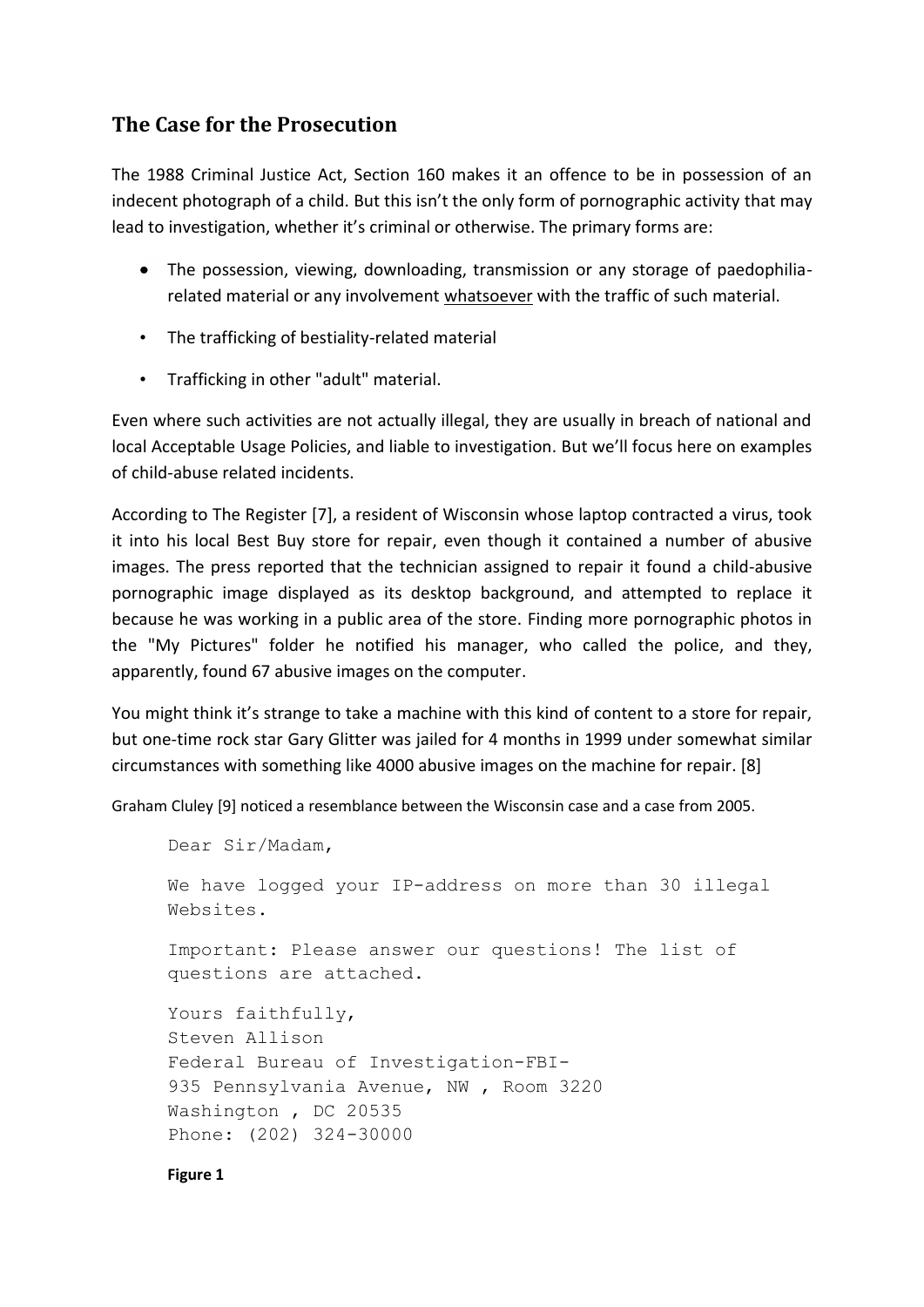## The Case for the Prosecution

The 1988 Criminal Justice Act, Section 160 makes it an offence to be in possession of an indecent photograph of a child. But this isn't the only form of pornographic activity that may lead to investigation, whether it's criminal or otherwise. The primary forms are:

- The possession, viewing, downloading, transmission or any storage of paedophilia-related material or any involvement <u>whatsoever</u> with the traffic of such material.
- The trafficking of bestiality-related material
- Trafficking in other "adult" material.

Even where such activities are not actually illegal, they are usually in breach of national and local Acceptable Usage Policies, and liable to investigation. But we'll focus here on examples of child-abuse related incidents.

According to The Register [7], a resident of Wisconsin whose laptop contracted a virus, took it into his local Best Buy store for repair, even though it contained a number of abusive images. The press reported that the technician assigned to repair it found a child-abusive pornographic image displayed as its desktop background, and attempted to replace it because he was working in a public area of the store. Finding more pornographic photos in the "My Pictures" folder he notified his manager, who called the police, and they, apparently, found 67 abusive images on the computer.

You might think it's strange to take a machine with this kind of content to a store for repair, but one-time rock star Gary Glitter was jailed for 4 months in 1999 under somewhat similar circumstances with something like 4000 abusive images on the machine for repair. [8]

Graham Cluley [9] noticed a resemblance between the Wisconsin case and a case from 2005.

```
Dear Sir/Madam,

We have logged your IP-address on more than 30 illegal
Websites.

Important: Please answer our questions! The list of
questions are attached.

Yours faithfully,
Steven Allison
Federal Bureau of Investigation-FBI-
935 Pennsylvania Avenue, NW , Room 3220
Washington , DC 20535
Phone: (202) 324-30000
```

**Figure 1**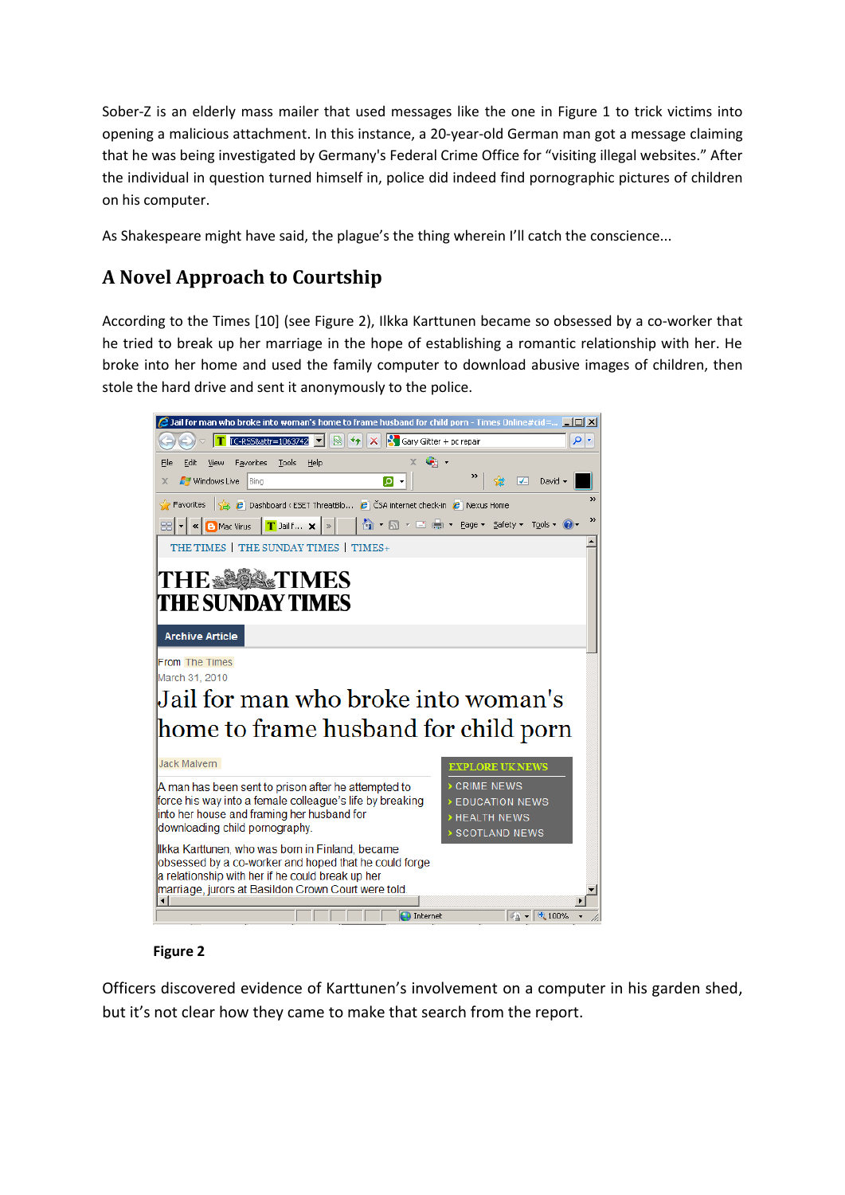Sober-Z is an elderly mass mailer that used messages like the one in Figure 1 to trick victims into opening a malicious attachment. In this instance, a 20-year-old German man got a message claiming that he was being investigated by Germany's Federal Crime Office for "visiting illegal websites." After the individual in question turned himself in, police did indeed find pornographic pictures of children on his computer.

As Shakespeare might have said, the plague's the thing wherein I'll catch the conscience...

## A Novel Approach to Courtship

According to the Times [10] (see Figure 2), Ilkka Karttunen became so obsessed by a co-worker that he tried to break up her marriage in the hope of establishing a romantic relationship with her. He broke into her home and used the family computer to download abusive images of children, then stole the hard drive and sent it anonymously to the police.

**Figure 2**

Officers discovered evidence of Karttunen's involvement on a computer in his garden shed, but it's not clear how they came to make that search from the report.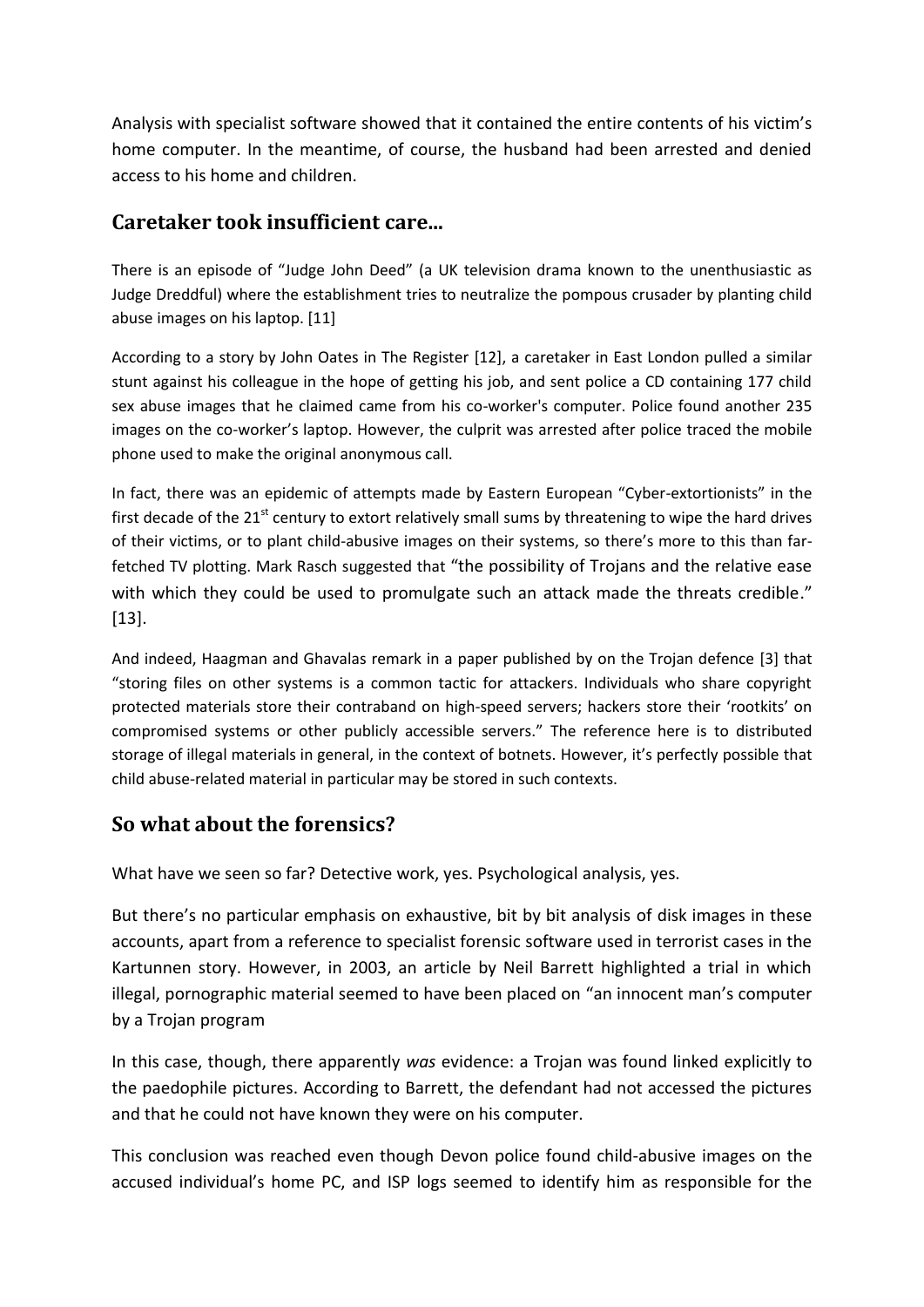Analysis with specialist software showed that it contained the entire contents of his victim's home computer. In the meantime, of course, the husband had been arrested and denied access to his home and children.

## Caretaker took insufficient care...

There is an episode of "Judge John Deed" (a UK television drama known to the unenthusiastic as Judge Dreddful) where the establishment tries to neutralize the pompous crusader by planting child abuse images on his laptop. [11]

According to a story by John Oates in The Register [12], a caretaker in East London pulled a similar stunt against his colleague in the hope of getting his job, and sent police a CD containing 177 child sex abuse images that he claimed came from his co-worker's computer. Police found another 235 images on the co-worker's laptop. However, the culprit was arrested after police traced the mobile phone used to make the original anonymous call.

In fact, there was an epidemic of attempts made by Eastern European "Cyber-extortionists" in the first decade of the 21st century to extort relatively small sums by threatening to wipe the hard drives of their victims, or to plant child-abusive images on their systems, so there's more to this than far-fetched TV plotting. Mark Rasch suggested that "the possibility of Trojans and the relative ease with which they could be used to promulgate such an attack made the threats credible." [13].

And indeed, Haagman and Ghavalas remark in a paper published by on the Trojan defence [3] that "storing files on other systems is a common tactic for attackers. Individuals who share copyright protected materials store their contraband on high-speed servers; hackers store their 'rootkits' on compromised systems or other publicly accessible servers." The reference here is to distributed storage of illegal materials in general, in the context of botnets. However, it's perfectly possible that child abuse-related material in particular may be stored in such contexts.

## So what about the forensics?

What have we seen so far? Detective work, yes. Psychological analysis, yes.

But there's no particular emphasis on exhaustive, bit by bit analysis of disk images in these accounts, apart from a reference to specialist forensic software used in terrorist cases in the Kartunnen story. However, in 2003, an article by Neil Barrett highlighted a trial in which illegal, pornographic material seemed to have been placed on "an innocent man's computer by a Trojan program

In this case, though, there apparently *was* evidence: a Trojan was found linked explicitly to the paedophile pictures. According to Barrett, the defendant had not accessed the pictures and that he could not have known they were on his computer.

This conclusion was reached even though Devon police found child-abusive images on the accused individual's home PC, and ISP logs seemed to identify him as responsible for the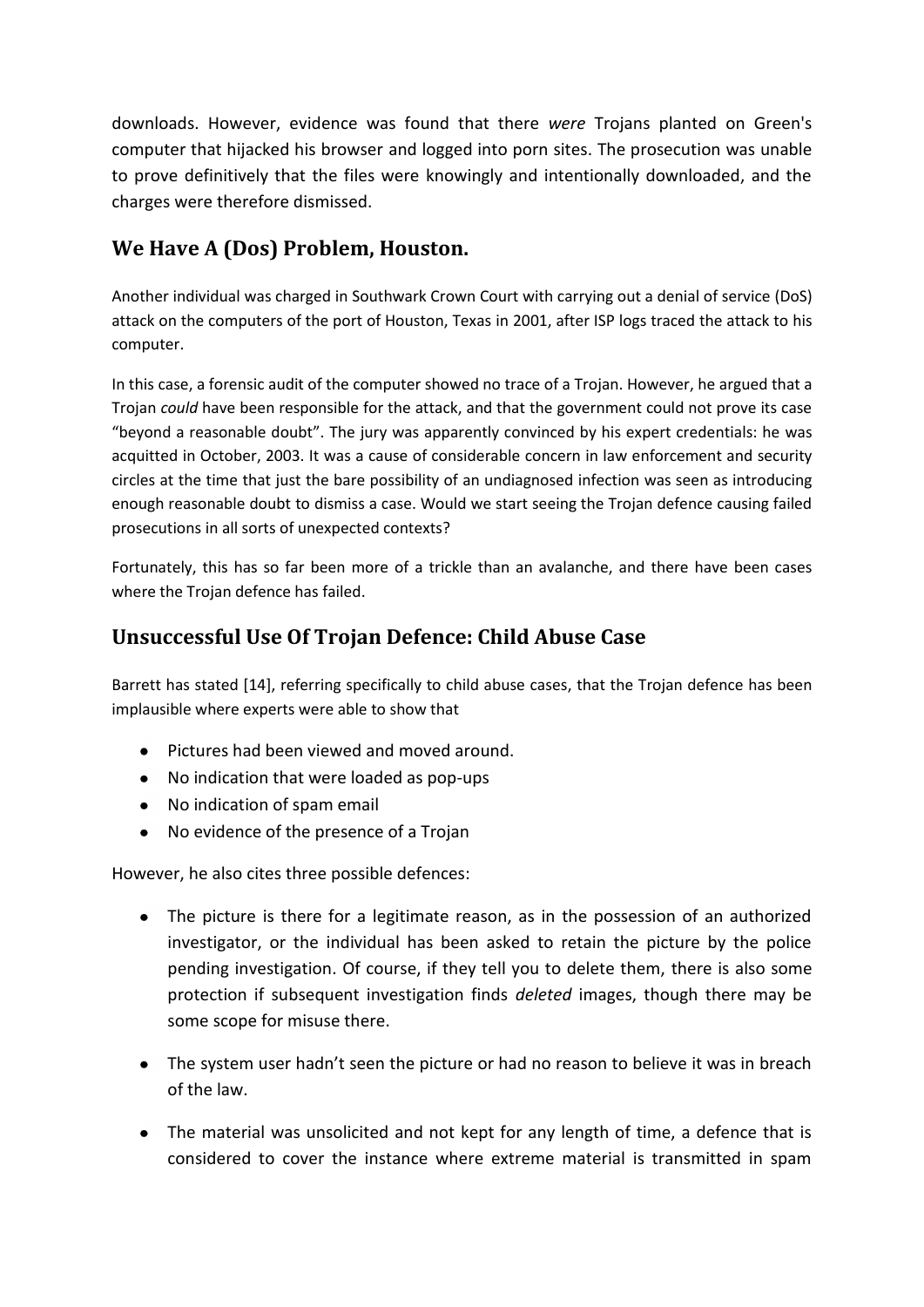downloads. However, evidence was found that there *were* Trojans planted on Green's computer that hijacked his browser and logged into porn sites. The prosecution was unable to prove definitively that the files were knowingly and intentionally downloaded, and the charges were therefore dismissed.

## We Have A (Dos) Problem, Houston.

Another individual was charged in Southwark Crown Court with carrying out a denial of service (DoS) attack on the computers of the port of Houston, Texas in 2001, after ISP logs traced the attack to his computer.

In this case, a forensic audit of the computer showed no trace of a Trojan. However, he argued that a Trojan *could* have been responsible for the attack, and that the government could not prove its case "beyond a reasonable doubt". The jury was apparently convinced by his expert credentials: he was acquitted in October, 2003. It was a cause of considerable concern in law enforcement and security circles at the time that just the bare possibility of an undiagnosed infection was seen as introducing enough reasonable doubt to dismiss a case. Would we start seeing the Trojan defence causing failed prosecutions in all sorts of unexpected contexts?

Fortunately, this has so far been more of a trickle than an avalanche, and there have been cases where the Trojan defence has failed.

## Unsuccessful Use Of Trojan Defence: Child Abuse Case

Barrett has stated [14], referring specifically to child abuse cases, that the Trojan defence has been implausible where experts were able to show that

- Pictures had been viewed and moved around.
- No indication that were loaded as pop-ups
- No indication of spam email
- No evidence of the presence of a Trojan

However, he also cites three possible defences:

- The picture is there for a legitimate reason, as in the possession of an authorized investigator, or the individual has been asked to retain the picture by the police pending investigation. Of course, if they tell you to delete them, there is also some protection if subsequent investigation finds *deleted* images, though there may be some scope for misuse there.
- The system user hadn't seen the picture or had no reason to believe it was in breach of the law.
- The material was unsolicited and not kept for any length of time, a defence that is considered to cover the instance where extreme material is transmitted in spam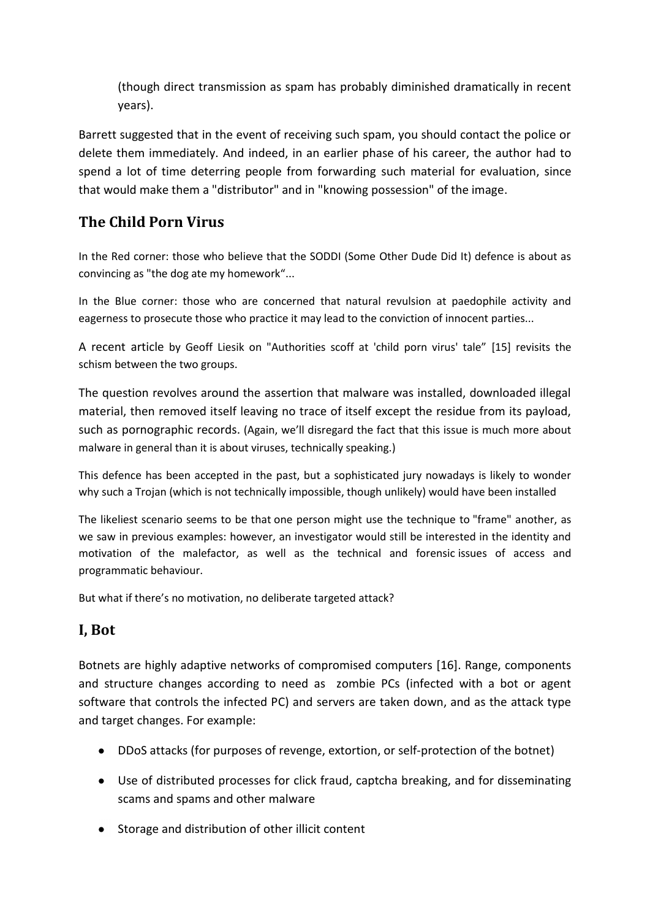(though direct transmission as spam has probably diminished dramatically in recent years).

Barrett suggested that in the event of receiving such spam, you should contact the police or delete them immediately. And indeed, in an earlier phase of his career, the author had to spend a lot of time deterring people from forwarding such material for evaluation, since that would make them a "distributor" and in "knowing possession" of the image.

## The Child Porn Virus

In the Red corner: those who believe that the SODDI (Some Other Dude Did It) defence is about as convincing as "the dog ate my homework"...

In the Blue corner: those who are concerned that natural revulsion at paedophile activity and eagerness to prosecute those who practice it may lead to the conviction of innocent parties...

A recent article by Geoff Liesik on "Authorities scoff at 'child porn virus' tale" [15] revisits the schism between the two groups.

The question revolves around the assertion that malware was installed, downloaded illegal material, then removed itself leaving no trace of itself except the residue from its payload, such as pornographic records. (Again, we'll disregard the fact that this issue is much more about malware in general than it is about viruses, technically speaking.)

This defence has been accepted in the past, but a sophisticated jury nowadays is likely to wonder why such a Trojan (which is not technically impossible, though unlikely) would have been installed

The likeliest scenario seems to be that one person might use the technique to "frame" another, as we saw in previous examples: however, an investigator would still be interested in the identity and motivation of the malefactor, as well as the technical and forensic issues of access and programmatic behaviour.

But what if there's no motivation, no deliberate targeted attack?

## I, Bot

Botnets are highly adaptive networks of compromised computers [16]. Range, components and structure changes according to need as zombie PCs (infected with a bot or agent software that controls the infected PC) and servers are taken down, and as the attack type and target changes. For example:

- DDoS attacks (for purposes of revenge, extortion, or self-protection of the botnet)
- Use of distributed processes for click fraud, captcha breaking, and for disseminating scams and spams and other malware
- Storage and distribution of other illicit content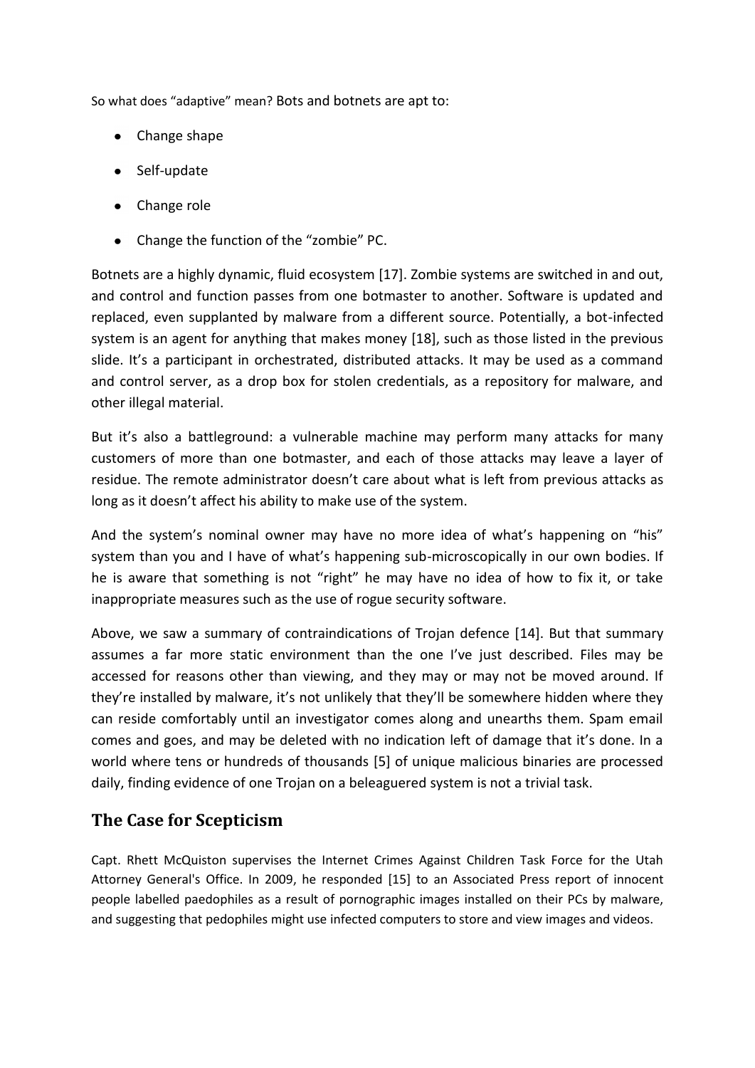So what does "adaptive" mean? Bots and botnets are apt to:

- Change shape
- Self-update
- Change role
- Change the function of the "zombie" PC.

Botnets are a highly dynamic, fluid ecosystem [17]. Zombie systems are switched in and out, and control and function passes from one botmaster to another. Software is updated and replaced, even supplanted by malware from a different source. Potentially, a bot-infected system is an agent for anything that makes money [18], such as those listed in the previous slide. It's a participant in orchestrated, distributed attacks. It may be used as a command and control server, as a drop box for stolen credentials, as a repository for malware, and other illegal material.

But it's also a battleground: a vulnerable machine may perform many attacks for many customers of more than one botmaster, and each of those attacks may leave a layer of residue. The remote administrator doesn't care about what is left from previous attacks as long as it doesn't affect his ability to make use of the system.

And the system's nominal owner may have no more idea of what's happening on "his" system than you and I have of what's happening sub-microscopically in our own bodies. If he is aware that something is not "right" he may have no idea of how to fix it, or take inappropriate measures such as the use of rogue security software.

Above, we saw a summary of contraindications of Trojan defence [14]. But that summary assumes a far more static environment than the one I've just described. Files may be accessed for reasons other than viewing, and they may or may not be moved around. If they're installed by malware, it's not unlikely that they'll be somewhere hidden where they can reside comfortably until an investigator comes along and unearths them. Spam email comes and goes, and may be deleted with no indication left of damage that it's done. In a world where tens or hundreds of thousands [5] of unique malicious binaries are processed daily, finding evidence of one Trojan on a beleaguered system is not a trivial task.

## The Case for Scepticism

Capt. Rhett McQuiston supervises the Internet Crimes Against Children Task Force for the Utah Attorney General's Office. In 2009, he responded [15] to an Associated Press report of innocent people labelled paedophiles as a result of pornographic images installed on their PCs by malware, and suggesting that pedophiles might use infected computers to store and view images and videos.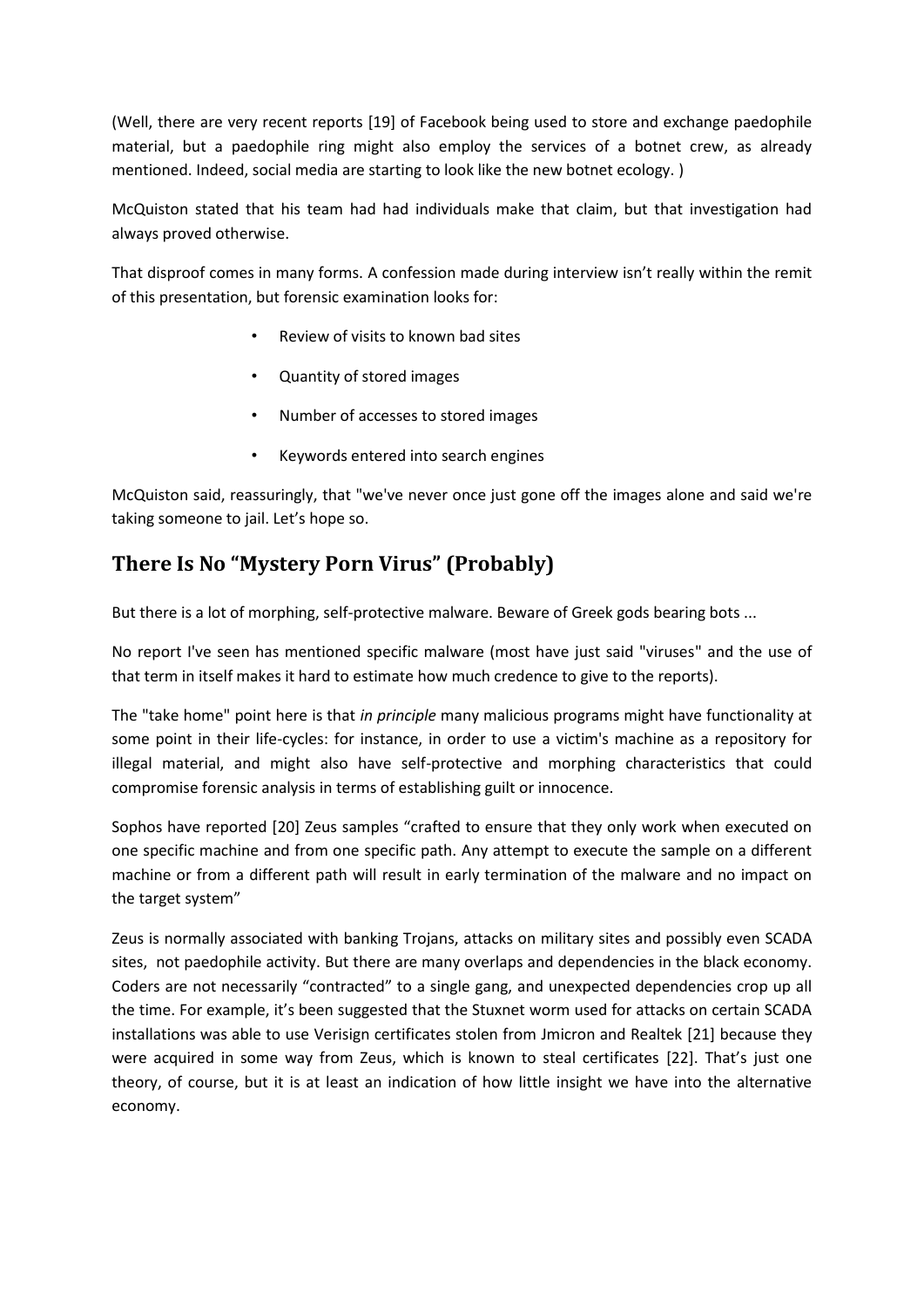(Well, there are very recent reports [19] of Facebook being used to store and exchange paedophile material, but a paedophile ring might also employ the services of a botnet crew, as already mentioned. Indeed, social media are starting to look like the new botnet ecology. )

McQuiston stated that his team had had individuals make that claim, but that investigation had always proved otherwise.

That disproof comes in many forms. A confession made during interview isn't really within the remit of this presentation, but forensic examination looks for:

- Review of visits to known bad sites
- Quantity of stored images
- Number of accesses to stored images
- Keywords entered into search engines

McQuiston said, reassuringly, that "we've never once just gone off the images alone and said we're taking someone to jail. Let's hope so.

## There Is No "Mystery Porn Virus" (Probably)

But there is a lot of morphing, self-protective malware. Beware of Greek gods bearing bots ...

No report I've seen has mentioned specific malware (most have just said "viruses" and the use of that term in itself makes it hard to estimate how much credence to give to the reports).

The "take home" point here is that *in principle* many malicious programs might have functionality at some point in their life-cycles: for instance, in order to use a victim's machine as a repository for illegal material, and might also have self-protective and morphing characteristics that could compromise forensic analysis in terms of establishing guilt or innocence.

Sophos have reported [20] Zeus samples "crafted to ensure that they only work when executed on one specific machine and from one specific path. Any attempt to execute the sample on a different machine or from a different path will result in early termination of the malware and no impact on the target system"

Zeus is normally associated with banking Trojans, attacks on military sites and possibly even SCADA sites, not paedophile activity. But there are many overlaps and dependencies in the black economy. Coders are not necessarily "contracted" to a single gang, and unexpected dependencies crop up all the time. For example, it's been suggested that the Stuxnet worm used for attacks on certain SCADA installations was able to use Verisign certificates stolen from Jmicron and Realtek [21] because they were acquired in some way from Zeus, which is known to steal certificates [22]. That's just one theory, of course, but it is at least an indication of how little insight we have into the alternative economy.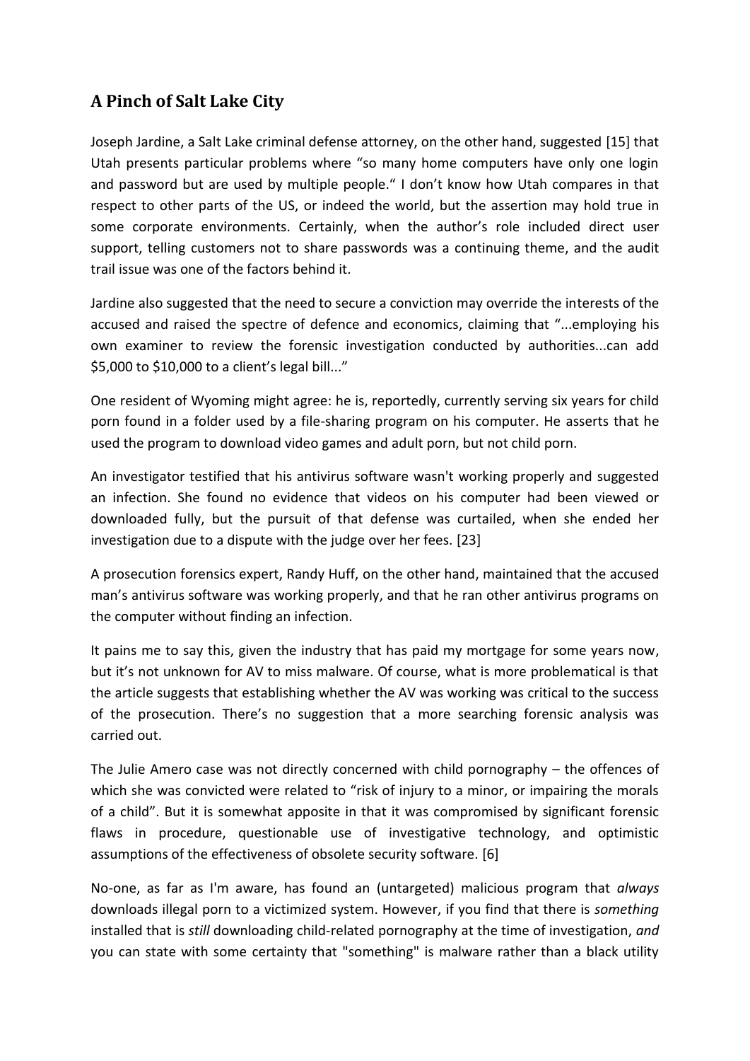## A Pinch of Salt Lake City

Joseph Jardine, a Salt Lake criminal defense attorney, on the other hand, suggested [15] that Utah presents particular problems where "so many home computers have only one login and password but are used by multiple people." I don't know how Utah compares in that respect to other parts of the US, or indeed the world, but the assertion may hold true in some corporate environments. Certainly, when the author's role included direct user support, telling customers not to share passwords was a continuing theme, and the audit trail issue was one of the factors behind it.

Jardine also suggested that the need to secure a conviction may override the interests of the accused and raised the spectre of defence and economics, claiming that "...employing his own examiner to review the forensic investigation conducted by authorities...can add $5,000 to $10,000 to a client's legal bill..."

One resident of Wyoming might agree: he is, reportedly, currently serving six years for child porn found in a folder used by a file-sharing program on his computer. He asserts that he used the program to download video games and adult porn, but not child porn.

An investigator testified that his antivirus software wasn't working properly and suggested an infection. She found no evidence that videos on his computer had been viewed or downloaded fully, but the pursuit of that defense was curtailed, when she ended her investigation due to a dispute with the judge over her fees. [23]

A prosecution forensics expert, Randy Huff, on the other hand, maintained that the accused man's antivirus software was working properly, and that he ran other antivirus programs on the computer without finding an infection.

It pains me to say this, given the industry that has paid my mortgage for some years now, but it's not unknown for AV to miss malware. Of course, what is more problematical is that the article suggests that establishing whether the AV was working was critical to the success of the prosecution. There's no suggestion that a more searching forensic analysis was carried out.

The Julie Amero case was not directly concerned with child pornography – the offences of which she was convicted were related to "risk of injury to a minor, or impairing the morals of a child". But it is somewhat apposite in that it was compromised by significant forensic flaws in procedure, questionable use of investigative technology, and optimistic assumptions of the effectiveness of obsolete security software. [6]

No-one, as far as I'm aware, has found an (untargeted) malicious program that *always* downloads illegal porn to a victimized system. However, if you find that there is *something* installed that is *still* downloading child-related pornography at the time of investigation, *and* you can state with some certainty that "something" is malware rather than a black utility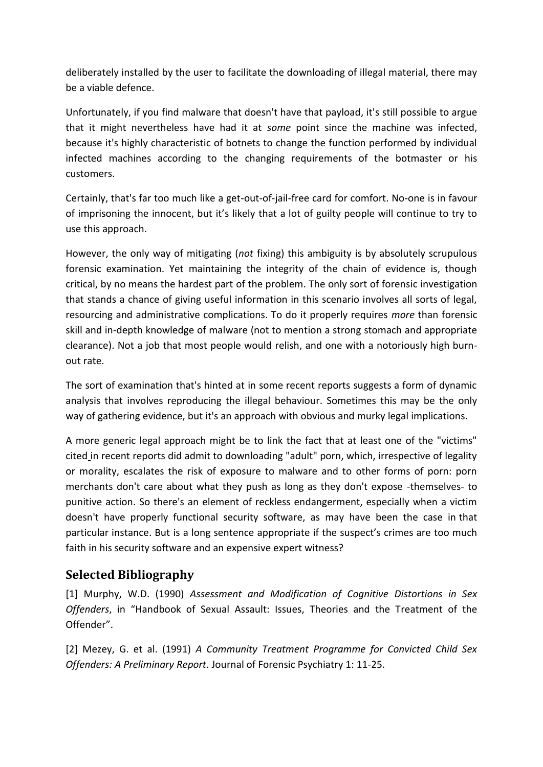deliberately installed by the user to facilitate the downloading of illegal material, there may be a viable defence.

Unfortunately, if you find malware that doesn't have that payload, it's still possible to argue that it might nevertheless have had it at *some* point since the machine was infected, because it's highly characteristic of botnets to change the function performed by individual infected machines according to the changing requirements of the botmaster or his customers.

Certainly, that's far too much like a get-out-of-jail-free card for comfort. No-one is in favour of imprisoning the innocent, but it's likely that a lot of guilty people will continue to try to use this approach.

However, the only way of mitigating (*not* fixing) this ambiguity is by absolutely scrupulous forensic examination. Yet maintaining the integrity of the chain of evidence is, though critical, by no means the hardest part of the problem. The only sort of forensic investigation that stands a chance of giving useful information in this scenario involves all sorts of legal, resourcing and administrative complications. To do it properly requires *more* than forensic skill and in-depth knowledge of malware (not to mention a strong stomach and appropriate clearance). Not a job that most people would relish, and one with a notoriously high burn-out rate.

The sort of examination that's hinted at in some recent reports suggests a form of dynamic analysis that involves reproducing the illegal behaviour. Sometimes this may be the only way of gathering evidence, but it's an approach with obvious and murky legal implications.

A more generic legal approach might be to link the fact that at least one of the "victims" cited in recent reports did admit to downloading "adult" porn, which, irrespective of legality or morality, escalates the risk of exposure to malware and to other forms of porn: porn merchants don't care about what they push as long as they don't expose -themselves- to punitive action. So there's an element of reckless endangerment, especially when a victim doesn't have properly functional security software, as may have been the case in that particular instance. But is a long sentence appropriate if the suspect's crimes are too much faith in his security software and an expensive expert witness?

## Selected Bibliography

[1] Murphy, W.D. (1990) *Assessment and Modification of Cognitive Distortions in Sex Offenders*, in "Handbook of Sexual Assault: Issues, Theories and the Treatment of the Offender".

[2] Mezey, G. et al. (1991) *A Community Treatment Programme for Convicted Child Sex Offenders: A Preliminary Report*. Journal of Forensic Psychiatry 1: 11-25.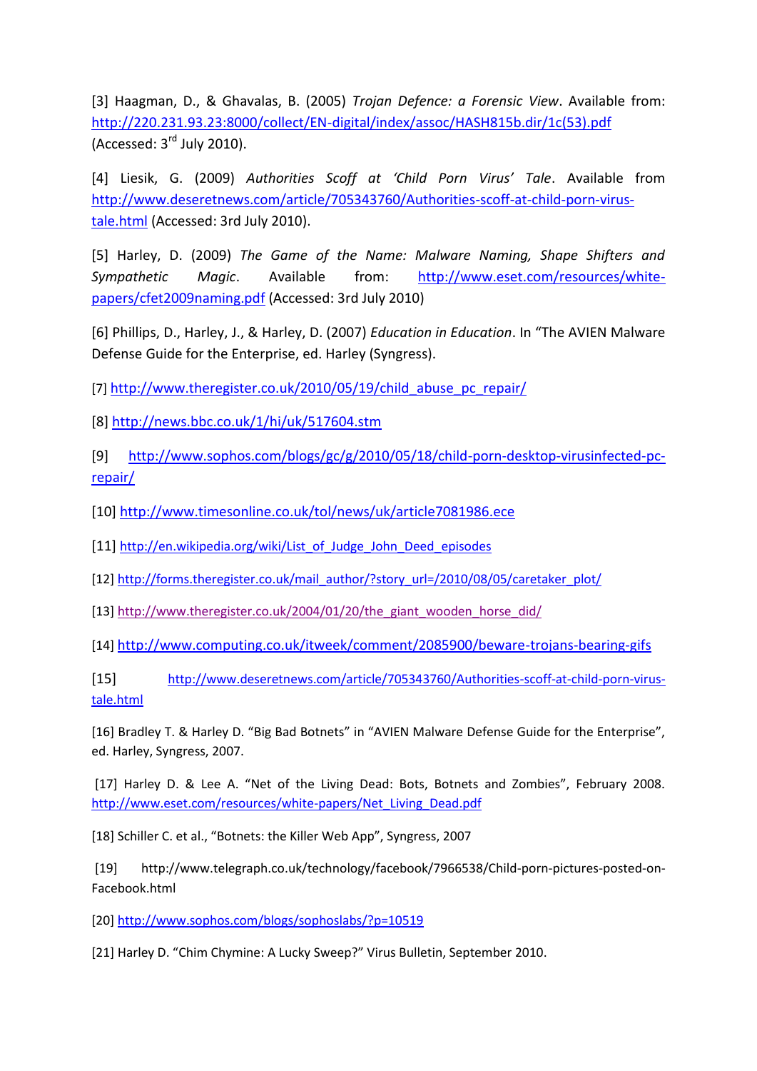[3] Haagman, D., & Ghavalas, B. (2005) *Trojan Defence: a Forensic View*. Available from: http://220.231.93.23:8000/collect/EN-digital/index/assoc/HASH815b.dir/1c(53).pdf (Accessed: 3rd July 2010).

[4] Liesik, G. (2009) *Authorities Scoff at 'Child Porn Virus' Tale*. Available from http://www.deseretnews.com/article/705343760/Authorities-scoff-at-child-porn-virus-tale.html (Accessed: 3rd July 2010).

[5] Harley, D. (2009) *The Game of the Name: Malware Naming, Shape Shifters and Sympathetic Magic*. Available from: http://www.eset.com/resources/white-papers/cfet2009naming.pdf (Accessed: 3rd July 2010)

[6] Phillips, D., Harley, J., & Harley, D. (2007) *Education in Education*. In "The AVIEN Malware Defense Guide for the Enterprise, ed. Harley (Syngress).

[7] http://www.theregister.co.uk/2010/05/19/child_abuse_pc_repair/

[8] http://news.bbc.co.uk/1/hi/uk/517604.stm

[9] http://www.sophos.com/blogs/gc/g/2010/05/18/child-porn-desktop-virusinfected-pc-repair/

[10] http://www.timesonline.co.uk/tol/news/uk/article7081986.ece

[11] http://en.wikipedia.org/wiki/List_of_Judge_John_Deed_episodes

[12] http://forms.theregister.co.uk/mail_author/?story_url=/2010/08/05/caretaker_plot/

[13] http://www.theregister.co.uk/2004/01/20/the_giant_wooden_horse_did/

[14] http://www.computing.co.uk/itweek/comment/2085900/beware-trojans-bearing-gifs

[15] http://www.deseretnews.com/article/705343760/Authorities-scoff-at-child-porn-virus-tale.html

[16] Bradley T. & Harley D. "Big Bad Botnets" in "AVIEN Malware Defense Guide for the Enterprise", ed. Harley, Syngress, 2007.

[17] Harley D. & Lee A. "Net of the Living Dead: Bots, Botnets and Zombies", February 2008. http://www.eset.com/resources/white-papers/Net_Living_Dead.pdf

[18] Schiller C. et al., "Botnets: the Killer Web App", Syngress, 2007

[19] http://www.telegraph.co.uk/technology/facebook/7966538/Child-porn-pictures-posted-on-Facebook.html

[20] http://www.sophos.com/blogs/sophoslabs/?p=10519

[21] Harley D. "Chim Chymine: A Lucky Sweep?" Virus Bulletin, September 2010.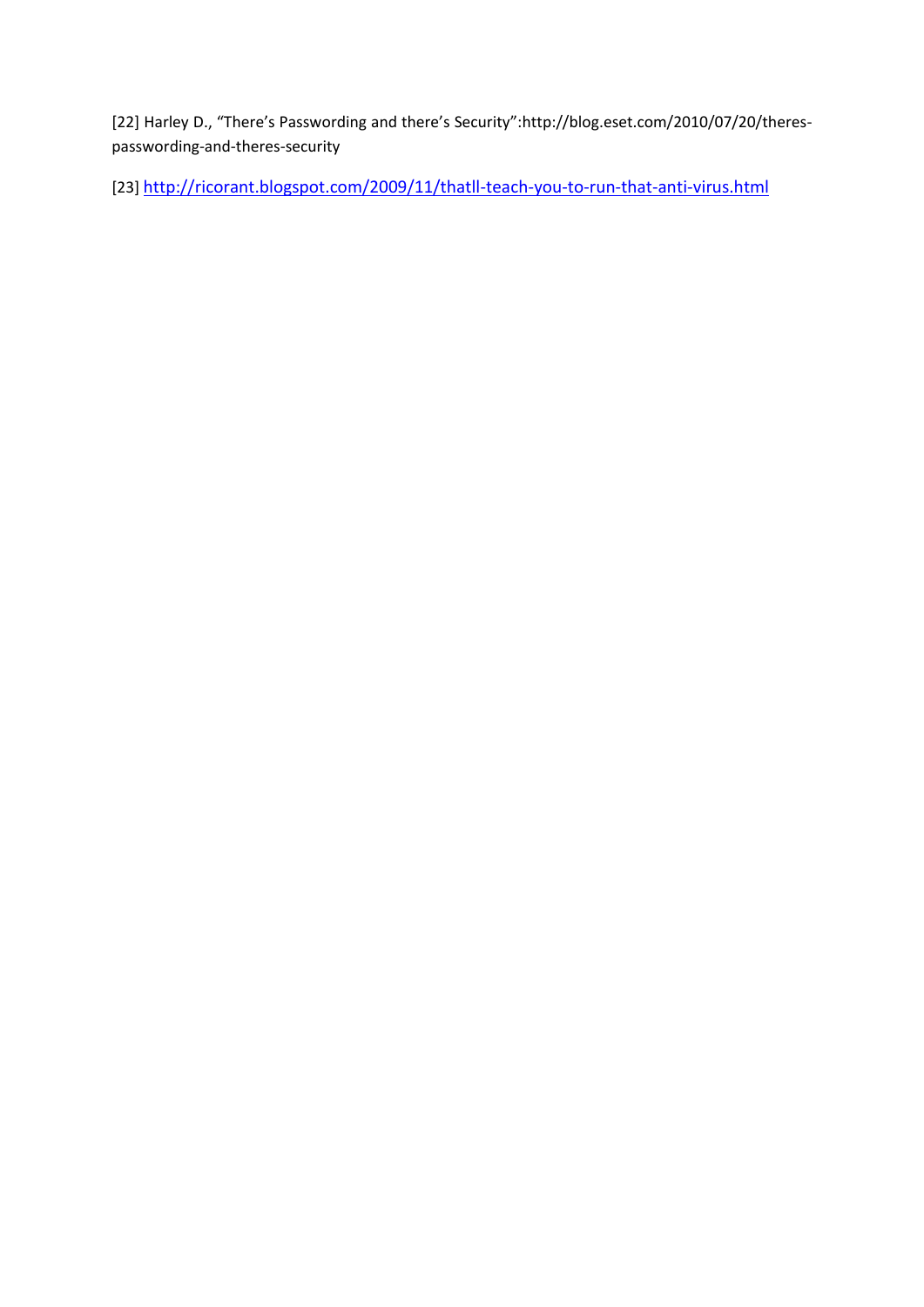[22] Harley D., "There's Passwording and there's Security":http://blog.eset.com/2010/07/20/theres-passwording-and-theres-security

[23] http://ricorant.blogspot.com/2009/11/thatll-teach-you-to-run-that-anti-virus.html